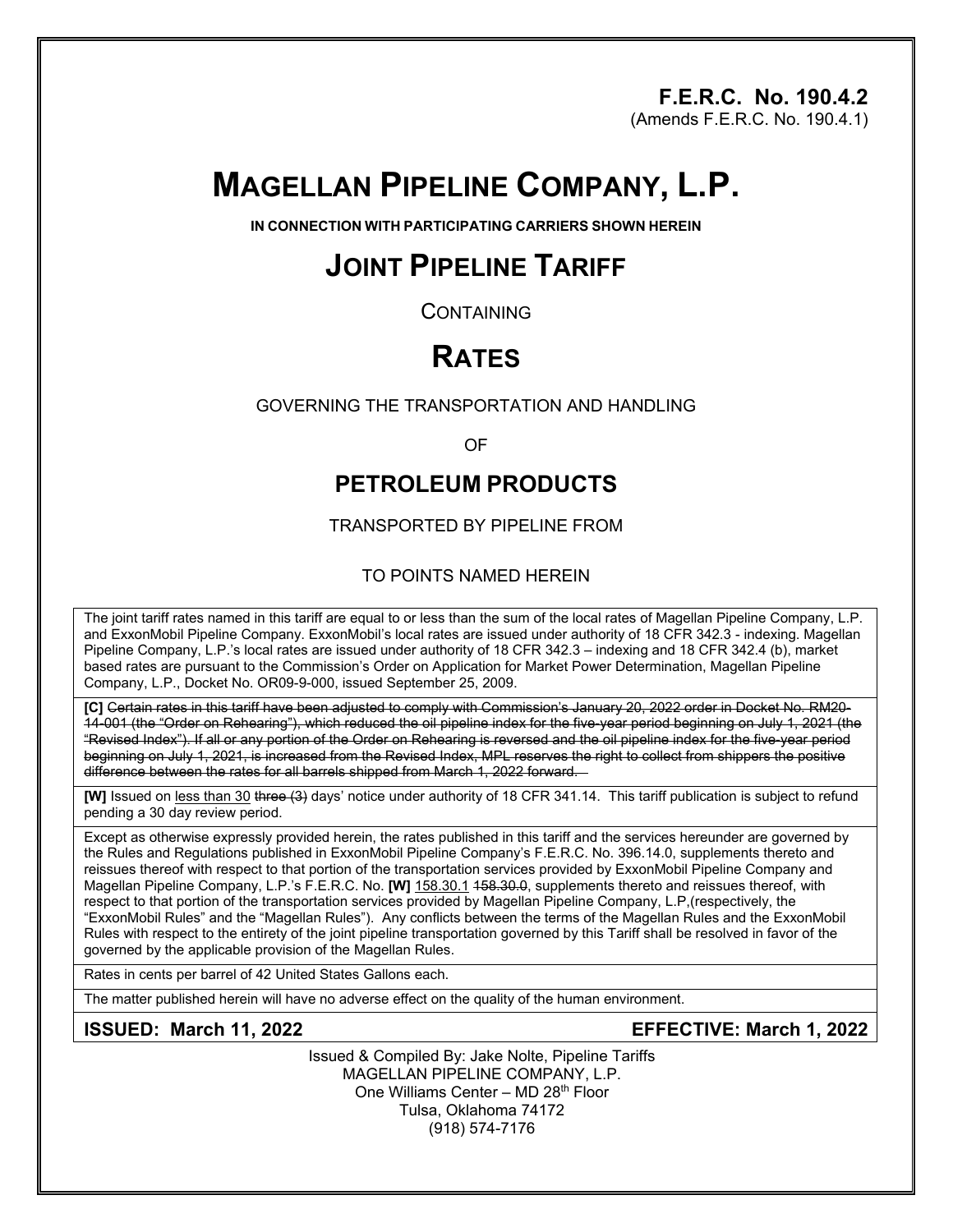**F.E.R.C. No. 190.4.2**
(Amends F.E.R.C. No. 190.4.1)

# MAGELLAN PIPELINE COMPANY, L.P.

**IN CONNECTION WITH PARTICIPATING CARRIERS SHOWN HEREIN**

## JOINT PIPELINE TARIFF

CONTAINING

## RATES

GOVERNING THE TRANSPORTATION AND HANDLING

OF

### PETROLEUM PRODUCTS

TRANSPORTED BY PIPELINE FROM

TO POINTS NAMED HEREIN

The joint tariff rates named in this tariff are equal to or less than the sum of the local rates of Magellan Pipeline Company, L.P. and ExxonMobil Pipeline Company. ExxonMobil's local rates are issued under authority of 18 CFR 342.3 - indexing. Magellan Pipeline Company, L.P.'s local rates are issued under authority of 18 CFR 342.3 – indexing and 18 CFR 342.4 (b), market based rates are pursuant to the Commission's Order on Application for Market Power Determination, Magellan Pipeline Company, L.P., Docket No. OR09-9-000, issued September 25, 2009.

**[C]** ~~Certain rates in this tariff have been adjusted to comply with Commission's January 20, 2022 order in Docket No. RM20-14-001 (the "Order on Rehearing"), which reduced the oil pipeline index for the five-year period beginning on July 1, 2021 (the "Revised Index"). If all or any portion of the Order on Rehearing is reversed and the oil pipeline index for the five-year period beginning on July 1, 2021, is increased from the Revised Index, MPL reserves the right to collect from shippers the positive difference between the rates for all barrels shipped from March 1, 2022 forward.~~

**[W]** Issued on <u>less than 30</u> ~~three (3)~~ days' notice under authority of 18 CFR 341.14. This tariff publication is subject to refund pending a 30 day review period.

Except as otherwise expressly provided herein, the rates published in this tariff and the services hereunder are governed by the Rules and Regulations published in ExxonMobil Pipeline Company's F.E.R.C. No. 396.14.0, supplements thereto and reissues thereof with respect to that portion of the transportation services provided by ExxonMobil Pipeline Company and Magellan Pipeline Company, L.P.'s F.E.R.C. No. **[W]** <u>158.30.1</u> ~~158.30.0~~, supplements thereto and reissues thereof, with respect to that portion of the transportation services provided by Magellan Pipeline Company, L.P,(respectively, the "ExxonMobil Rules" and the "Magellan Rules"). Any conflicts between the terms of the Magellan Rules and the ExxonMobil Rules with respect to the entirety of the joint pipeline transportation governed by this Tariff shall be resolved in favor of the governed by the applicable provision of the Magellan Rules.

Rates in cents per barrel of 42 United States Gallons each.

The matter published herein will have no adverse effect on the quality of the human environment.

**ISSUED: March 11, 2022** **EFFECTIVE: March 1, 2022**

Issued & Compiled By: Jake Nolte, Pipeline Tariffs
MAGELLAN PIPELINE COMPANY, L.P.
One Williams Center – MD 28th Floor
Tulsa, Oklahoma 74172
(918) 574-7176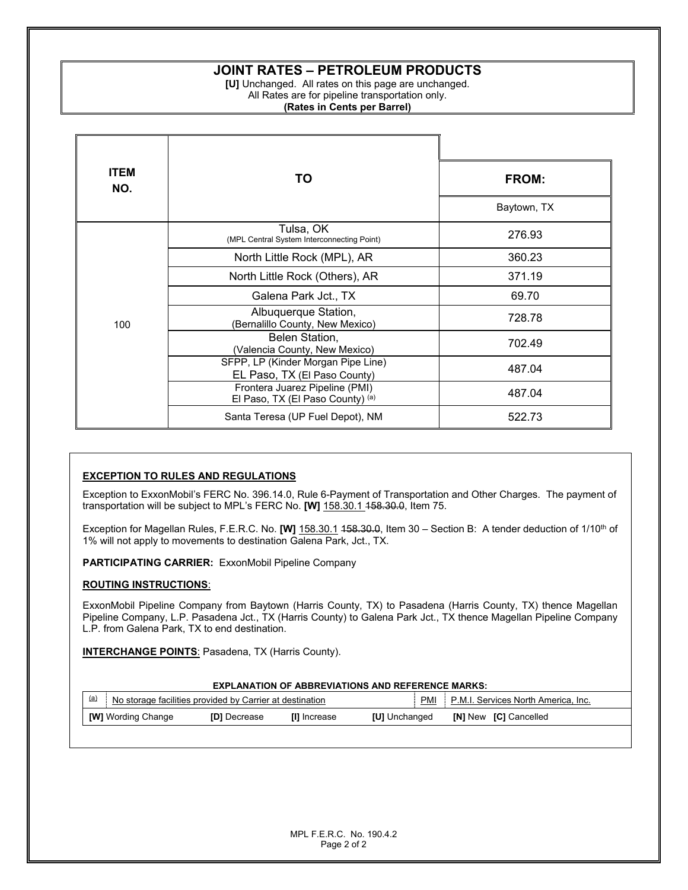# JOINT RATES – PETROLEUM PRODUCTS

**[U]** Unchanged. All rates on this page are unchanged.
All Rates are for pipeline transportation only.
**(Rates in Cents per Barrel)**

| ITEM NO. | TO | FROM: Baytown, TX |
|---|---|---|
| 100 | Tulsa, OK (MPL Central System Interconnecting Point) | 276.93 |
| | North Little Rock (MPL), AR | 360.23 |
| | North Little Rock (Others), AR | 371.19 |
| | Galena Park Jct., TX | 69.70 |
| | Albuquerque Station, (Bernalillo County, New Mexico) | 728.78 |
| | Belen Station, (Valencia County, New Mexico) | 702.49 |
| | SFPP, LP (Kinder Morgan Pipe Line) EL Paso, TX (El Paso County) | 487.04 |
| | Frontera Juarez Pipeline (PMI) El Paso, TX (El Paso County) (a) | 487.04 |
| | Santa Teresa (UP Fuel Depot), NM | 522.73 |

**EXCEPTION TO RULES AND REGULATIONS**

Exception to ExxonMobil's FERC No. 396.14.0, Rule 6-Payment of Transportation and Other Charges. The payment of transportation will be subject to MPL's FERC No. **[W]** 158.30.1 ~~158.30.0~~, Item 75.

Exception for Magellan Rules, F.E.R.C. No. **[W]** 158.30.1 ~~158.30.0~~, Item 30 – Section B: A tender deduction of 1/10th of 1% will not apply to movements to destination Galena Park, Jct., TX.

**PARTICIPATING CARRIER:** ExxonMobil Pipeline Company

**ROUTING INSTRUCTIONS**:

ExxonMobil Pipeline Company from Baytown (Harris County, TX) to Pasadena (Harris County, TX) thence Magellan Pipeline Company, L.P. Pasadena Jct., TX (Harris County) to Galena Park Jct., TX thence Magellan Pipeline Company L.P. from Galena Park, TX to end destination.

**INTERCHANGE POINTS**: Pasadena, TX (Harris County).

**EXPLANATION OF ABBREVIATIONS AND REFERENCE MARKS:**

| | | | |
|---|---|---|---|
| (a) | No storage facilities provided by Carrier at destination | PMI | P.M.I. Services North America, Inc. |

**[W]** Wording Change **[D]** Decrease **[I]** Increase **[U]** Unchanged **[N]** New **[C]** Cancelled

MPL F.E.R.C. No. 190.4.2